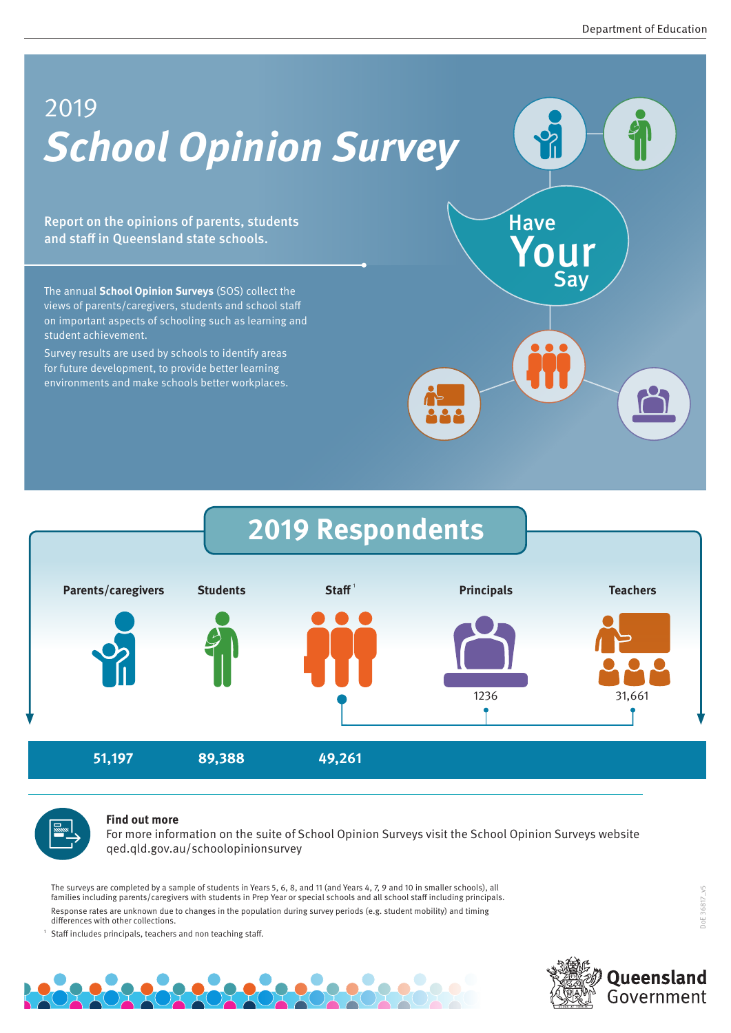# 2019 *School Opinion Survey*

**Report on the opinions of parents, students and staff in Queensland state schools.**

The annual **School Opinion Surveys** (SOS) collect the views of parents/caregivers, students and school staff on important aspects of schooling such as learning and student achievement.

Survey results are used by schools to identify areas for future development, to provide better learning environments and make schools better workplaces.

Have Your Say

## 2019 Respondents

| Parents/caregivers | Students | Staff [1] | Principals | Teachers |
|---|---|---|---|---|
| 51,197 | 89,388 | 49,261 | 1236 | 31,661 |

**Find out more**

For more information on the suite of School Opinion Surveys visit the School Opinion Surveys website qed.qld.gov.au/schoolopinionsurvey

The surveys are completed by a sample of students in Years 5, 6, 8, and 11 (and Years 4, 7, 9 and 10 in smaller schools), all families including parents/caregivers with students in Prep Year or special schools and all school staff including principals.

Response rates are unknown due to changes in the population during survey periods (e.g. student mobility) and timing differences with other collections.

[1] Staff includes principals, teachers and non teaching staff.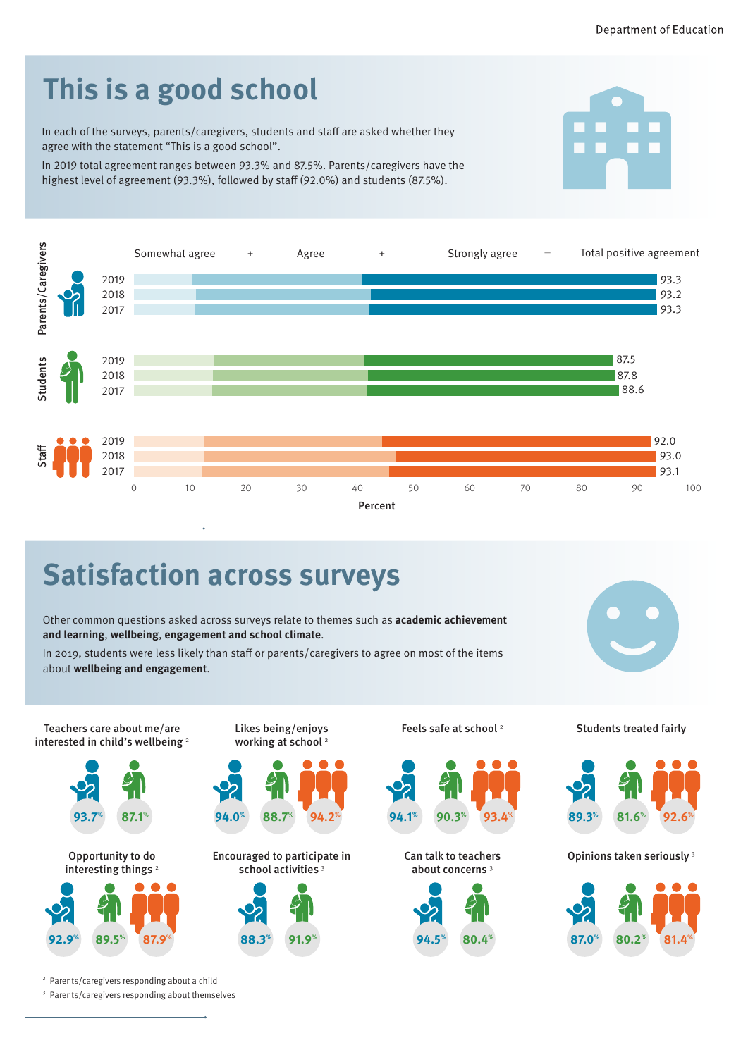# This is a good school

In each of the surveys, parents/caregivers, students and staff are asked whether they agree with the statement "This is a good school".

In 2019 total agreement ranges between 93.3% and 87.5%. Parents/caregivers have the highest level of agreement (93.3%), followed by staff (92.0%) and students (87.5%).

Somewhat agree + Agree + Strongly agree = Total positive agreement

| Group | Year | Total positive agreement (%) |
|---|---|---|
| Parents/Caregivers | 2019 | 93.3 |
| | 2018 | 93.2 |
| | 2017 | 93.3 |
| Students | 2019 | 87.5 |
| | 2018 | 87.8 |
| | 2017 | 88.6 |
| Staff | 2019 | 92.0 |
| | 2018 | 93.0 |
| | 2017 | 93.1 |

# Satisfaction across surveys

Other common questions asked across surveys relate to themes such as **academic achievement and learning**, **wellbeing**, **engagement and school climate**.

In 2019, students were less likely than staff or parents/caregivers to agree on most of the items about **wellbeing and engagement**.

| Item | Parents/Caregivers | Students | Staff |
|---|---|---|---|
| Teachers care about me/are interested in child's wellbeing [2] | 93.7% | 87.1% | |
| Likes being/enjoys working at school [2] | 94.0% | 88.7% | 94.2% |
| Feels safe at school [2] | 94.1% | 90.3% | 93.4% |
| Students treated fairly | 89.3% | 81.6% | 92.6% |
| Opportunity to do interesting things [2] | 92.9% | 89.5% | 87.9% |
| Encouraged to participate in school activities [3] | 88.3% | 91.9% | |
| Can talk to teachers about concerns [3] | 94.5% | 80.4% | |
| Opinions taken seriously [3] | 87.0% | 80.2% | 81.4% |

[2] Parents/caregivers responding about a child

[3] Parents/caregivers responding about themselves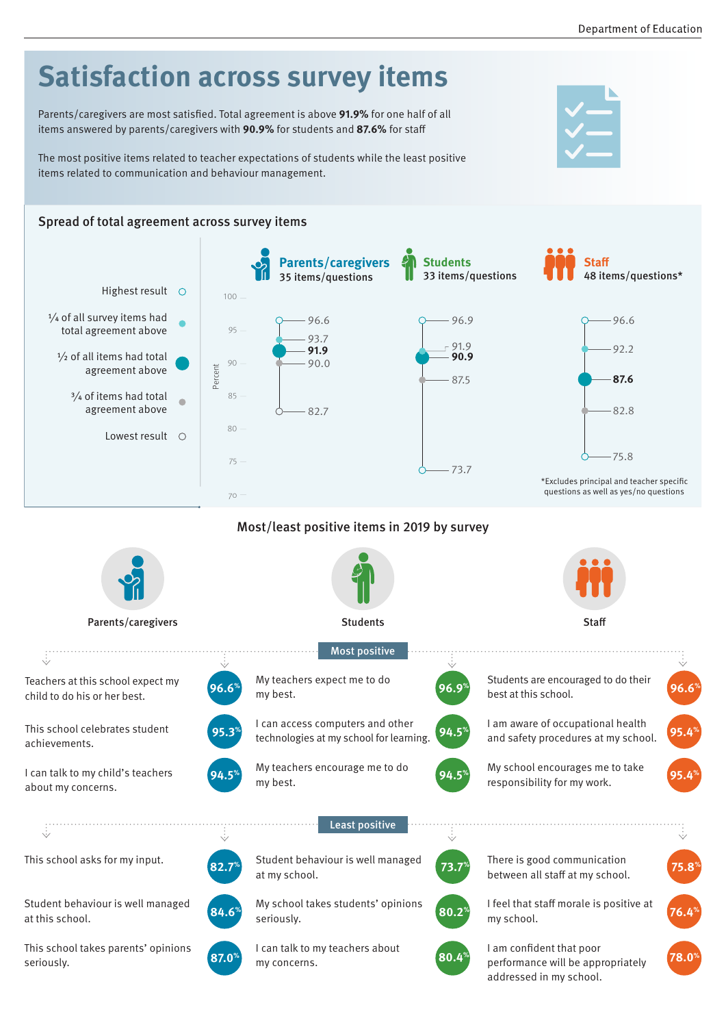# Satisfaction across survey items

Parents/caregivers are most satisfied. Total agreement is above **91.9%** for one half of all items answered by parents/caregivers with **90.9%** for students and **87.6%** for staff

The most positive items related to teacher expectations of students while the least positive items related to communication and behaviour management.

## Spread of total agreement across survey items

| | Parents/caregivers (35 items/questions) | Students (33 items/questions) | Staff (48 items/questions*) |
|---|---|---|---|
| Highest result | 96.6 | 96.9 | 96.6 |
| ¼ of all survey items had total agreement above | 93.7 | 91.9 | 92.2 |
| ½ of all items had total agreement above | **91.9** | **90.9** | **87.6** |
| ¾ of items had total agreement above | 90.0 | 87.5 | 82.8 |
| Lowest result | 82.7 | 73.7 | 75.8 |

*Excludes principal and teacher specific questions as well as yes/no questions

## Most/least positive items in 2019 by survey

### Most positive

| Parents/caregivers | % | Students | % | Staff | % |
|---|---|---|---|---|---|
| Teachers at this school expect my child to do his or her best. | 96.6% | My teachers expect me to do my best. | 96.9% | Students are encouraged to do their best at this school. | 96.6% |
| This school celebrates student achievements. | 95.3% | I can access computers and other technologies at my school for learning. | 94.5% | I am aware of occupational health and safety procedures at my school. | 95.4% |
| I can talk to my child's teachers about my concerns. | 94.5% | My teachers encourage me to do my best. | 94.5% | My school encourages me to take responsibility for my work. | 95.4% |

### Least positive

| Parents/caregivers | % | Students | % | Staff | % |
|---|---|---|---|---|---|
| This school asks for my input. | 82.7% | Student behaviour is well managed at my school. | 73.7% | There is good communication between all staff at my school. | 75.8% |
| Student behaviour is well managed at this school. | 84.6% | My school takes students' opinions seriously. | 80.2% | I feel that staff morale is positive at my school. | 76.4% |
| This school takes parents' opinions seriously. | 87.0% | I can talk to my teachers about my concerns. | 80.4% | I am confident that poor performance will be appropriately addressed in my school. | 78.0% |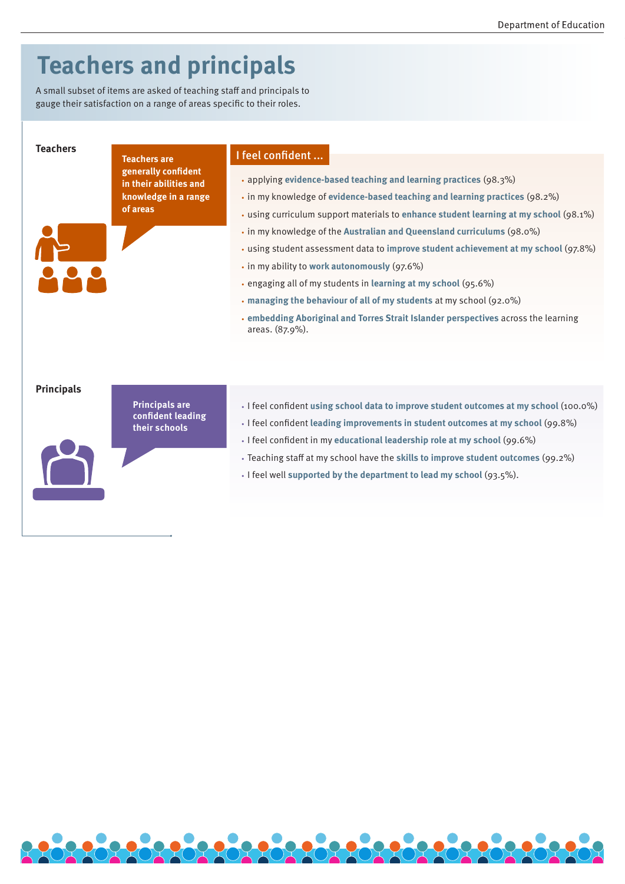# Teachers and principals

A small subset of items are asked of teaching staff and principals to gauge their satisfaction on a range of areas specific to their roles.

## Teachers

**Teachers are generally confident in their abilities and knowledge in a range of areas**

### I feel confident ...

- applying **evidence-based teaching and learning practices** (98.3%)
- in my knowledge of **evidence-based teaching and learning practices** (98.2%)
- using curriculum support materials to **enhance student learning at my school** (98.1%)
- in my knowledge of the **Australian and Queensland curriculums** (98.0%)
- using student assessment data to **improve student achievement at my school** (97.8%)
- in my ability to **work autonomously** (97.6%)
- engaging all of my students in **learning at my school** (95.6%)
- **managing the behaviour of all of my students** at my school (92.0%)
- **embedding Aboriginal and Torres Strait Islander perspectives** across the learning areas. (87.9%).

## Principals

**Principals are confident leading their schools**

- I feel confident **using school data to improve student outcomes at my school** (100.0%)
- I feel confident **leading improvements in student outcomes at my school** (99.8%)
- I feel confident in my **educational leadership role at my school** (99.6%)
- Teaching staff at my school have the **skills to improve student outcomes** (99.2%)
- I feel well **supported by the department to lead my school** (93.5%).